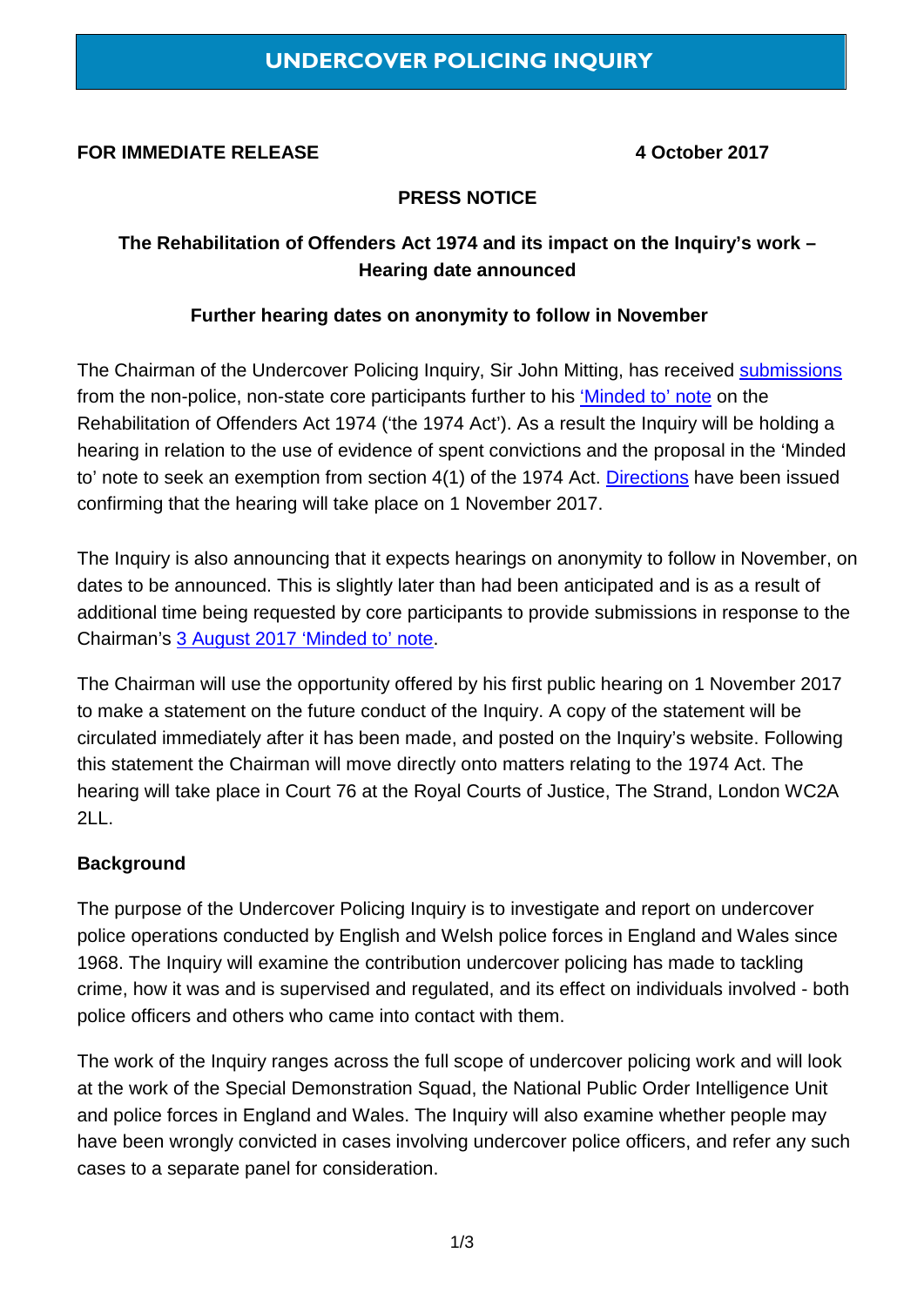# UNDERCOVER POLICING INQUIRY

**FOR IMMEDIATE RELEASE** **4 October 2017**

**PRESS NOTICE**

## The Rehabilitation of Offenders Act 1974 and its impact on the Inquiry's work – Hearing date announced

### Further hearing dates on anonymity to follow in November

The Chairman of the Undercover Policing Inquiry, Sir John Mitting, has received submissions from the non-police, non-state core participants further to his 'Minded to' note on the Rehabilitation of Offenders Act 1974 ('the 1974 Act'). As a result the Inquiry will be holding a hearing in relation to the use of evidence of spent convictions and the proposal in the 'Minded to' note to seek an exemption from section 4(1) of the 1974 Act. Directions have been issued confirming that the hearing will take place on 1 November 2017.

The Inquiry is also announcing that it expects hearings on anonymity to follow in November, on dates to be announced. This is slightly later than had been anticipated and is as a result of additional time being requested by core participants to provide submissions in response to the Chairman's 3 August 2017 'Minded to' note.

The Chairman will use the opportunity offered by his first public hearing on 1 November 2017 to make a statement on the future conduct of the Inquiry. A copy of the statement will be circulated immediately after it has been made, and posted on the Inquiry's website. Following this statement the Chairman will move directly onto matters relating to the 1974 Act. The hearing will take place in Court 76 at the Royal Courts of Justice, The Strand, London WC2A 2LL.

**Background**

The purpose of the Undercover Policing Inquiry is to investigate and report on undercover police operations conducted by English and Welsh police forces in England and Wales since 1968. The Inquiry will examine the contribution undercover policing has made to tackling crime, how it was and is supervised and regulated, and its effect on individuals involved - both police officers and others who came into contact with them.

The work of the Inquiry ranges across the full scope of undercover policing work and will look at the work of the Special Demonstration Squad, the National Public Order Intelligence Unit and police forces in England and Wales. The Inquiry will also examine whether people may have been wrongly convicted in cases involving undercover police officers, and refer any such cases to a separate panel for consideration.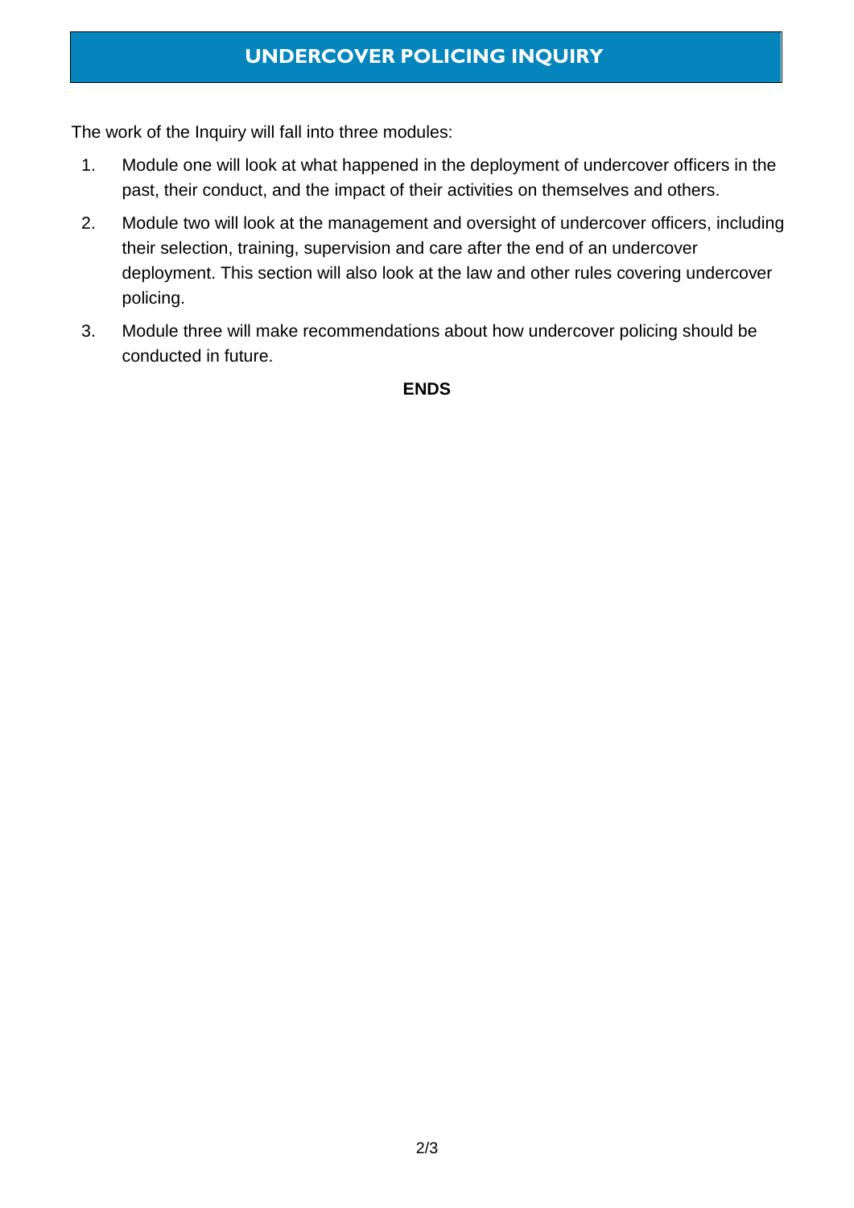The work of the Inquiry will fall into three modules:

1. Module one will look at what happened in the deployment of undercover officers in the past, their conduct, and the impact of their activities on themselves and others.
2. Module two will look at the management and oversight of undercover officers, including their selection, training, supervision and care after the end of an undercover deployment. This section will also look at the law and other rules covering undercover policing.
3. Module three will make recommendations about how undercover policing should be conducted in future.

**ENDS**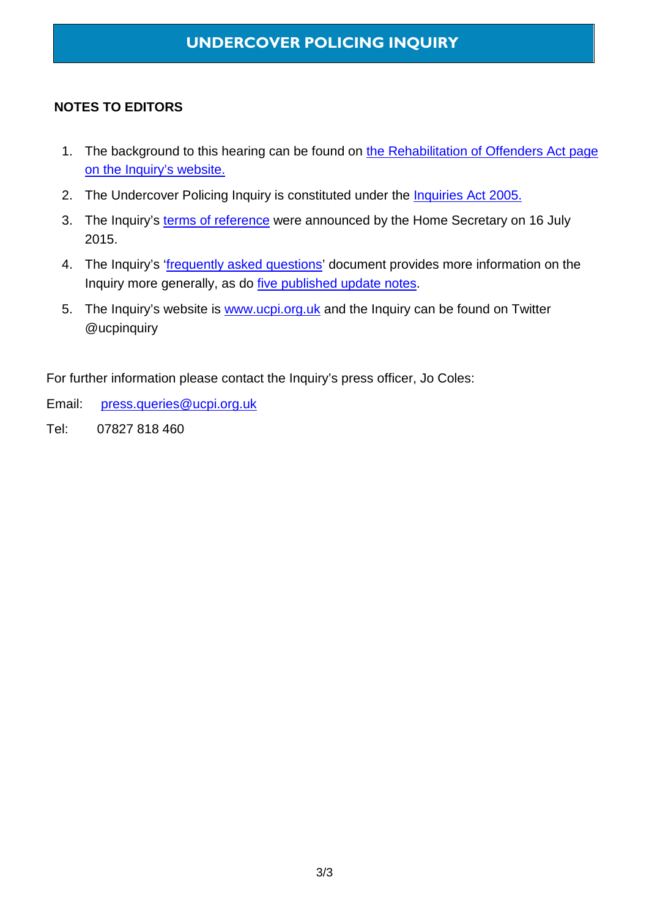**NOTES TO EDITORS**

1. The background to this hearing can be found on the Rehabilitation of Offenders Act page on the Inquiry's website.
2. The Undercover Policing Inquiry is constituted under the Inquiries Act 2005.
3. The Inquiry's terms of reference were announced by the Home Secretary on 16 July 2015.
4. The Inquiry's 'frequently asked questions' document provides more information on the Inquiry more generally, as do five published update notes.
5. The Inquiry's website is www.ucpi.org.uk and the Inquiry can be found on Twitter @ucpinquiry

For further information please contact the Inquiry's press officer, Jo Coles:

Email: press.queries@ucpi.org.uk

Tel: 07827 818 460